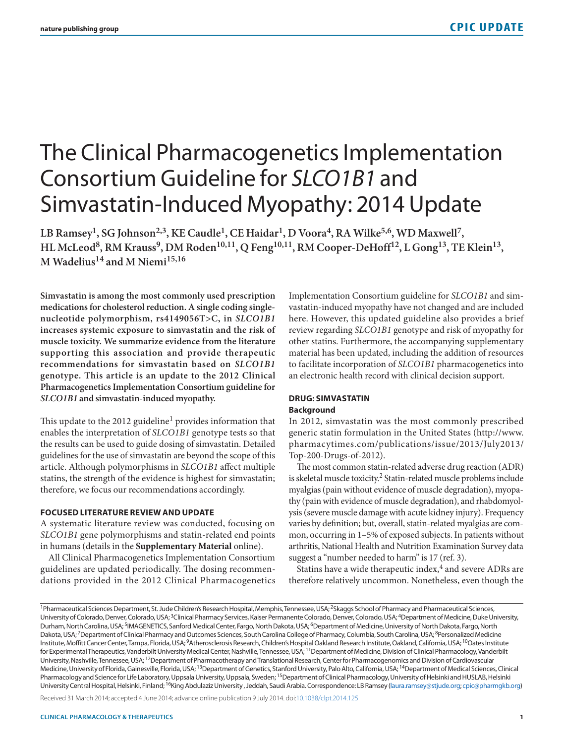# The Clinical Pharmacogenetics Implementation Consortium Guideline for *SLCO1B1* and Simvastatin-Induced Myopathy: 2014 Update

**LB Ramsey[1], SG Johnson[2,3], KE Caudle[1], CE Haidar[1], D Voora[4], RA Wilke[5,6], WD Maxwell[7], HL McLeod[8], RM Krauss[9], DM Roden[10,11], Q Feng[10,11], RM Cooper-DeHoff[12], L Gong[13], TE Klein[13], M Wadelius[14] and M Niemi[15,16]**

**Simvastatin is among the most commonly used prescription medications for cholesterol reduction. A single coding single-nucleotide polymorphism, rs4149056T>C, in *SLCO1B1* increases systemic exposure to simvastatin and the risk of muscle toxicity. We summarize evidence from the literature supporting this association and provide therapeutic recommendations for simvastatin based on *SLCO1B1* genotype. This article is an update to the 2012 Clinical Pharmacogenetics Implementation Consortium guideline for *SLCO1B1* and simvastatin-induced myopathy.**

This update to the 2012 guideline[1] provides information that enables the interpretation of *SLCO1B1* genotype tests so that the results can be used to guide dosing of simvastatin. Detailed guidelines for the use of simvastatin are beyond the scope of this article. Although polymorphisms in *SLCO1B1* affect multiple statins, the strength of the evidence is highest for simvastatin; therefore, we focus our recommendations accordingly.

## FOCUSED LITERATURE REVIEW AND UPDATE

A systematic literature review was conducted, focusing on *SLCO1B1* gene polymorphisms and statin-related end points in humans (details in the **Supplementary Material** online).

All Clinical Pharmacogenetics Implementation Consortium guidelines are updated periodically. The dosing recommendations provided in the 2012 Clinical Pharmacogenetics Implementation Consortium guideline for *SLCO1B1* and simvastatin-induced myopathy have not changed and are included here. However, this updated guideline also provides a brief review regarding *SLCO1B1* genotype and risk of myopathy for other statins. Furthermore, the accompanying supplementary material has been updated, including the addition of resources to facilitate incorporation of *SLCO1B1* pharmacogenetics into an electronic health record with clinical decision support.

## DRUG: SIMVASTATIN

### Background

In 2012, simvastatin was the most commonly prescribed generic statin formulation in the United States (http://www.pharmacytimes.com/publications/issue/2013/July2013/Top-200-Drugs-of-2012).

The most common statin-related adverse drug reaction (ADR) is skeletal muscle toxicity.[2] Statin-related muscle problems include myalgias (pain without evidence of muscle degradation), myopathy (pain with evidence of muscle degradation), and rhabdomyolysis (severe muscle damage with acute kidney injury). Frequency varies by definition; but, overall, statin-related myalgias are common, occurring in 1–5% of exposed subjects. In patients without arthritis, National Health and Nutrition Examination Survey data suggest a "number needed to harm" is 17 (ref. 3).

Statins have a wide therapeutic index,[4] and severe ADRs are therefore relatively uncommon. Nonetheless, even though the

[1]Pharmaceutical Sciences Department, St. Jude Children's Research Hospital, Memphis, Tennessee, USA; [2]Skaggs School of Pharmacy and Pharmaceutical Sciences, University of Colorado, Denver, Colorado, USA; [3]Clinical Pharmacy Services, Kaiser Permanente Colorado, Denver, Colorado, USA; [4]Department of Medicine, Duke University, Durham, North Carolina, USA; [5]IMAGENETICS, Sanford Medical Center, Fargo, North Dakota, USA; [6]Department of Medicine, University of North Dakota, Fargo, North Dakota, USA; [7]Department of Clinical Pharmacy and Outcomes Sciences, South Carolina College of Pharmacy, Columbia, South Carolina, USA; [8]Personalized Medicine Institute, Moffitt Cancer Center, Tampa, Florida, USA; [9]Atherosclerosis Research, Children's Hospital Oakland Research Institute, Oakland, California, USA; [10]Oates Institute for Experimental Therapeutics, Vanderbilt University Medical Center, Nashville, Tennessee, USA; [11]Department of Medicine, Division of Clinical Pharmacology, Vanderbilt University, Nashville, Tennessee, USA; [12]Department of Pharmacotherapy and Translational Research, Center for Pharmacogenomics and Division of Cardiovascular Medicine, University of Florida, Gainesville, Florida, USA; [13]Department of Genetics, Stanford University, Palo Alto, California, USA; [14]Department of Medical Sciences, Clinical Pharmacology and Science for Life Laboratory, Uppsala University, Uppsala, Sweden; [15]Department of Clinical Pharmacology, University of Helsinki and HUSLAB, Helsinki University Central Hospital, Helsinki, Finland; [16]King Abdulaziz University, Jeddah, Saudi Arabia. Correspondence: LB Ramsey (laura.ramsey@stjude.org; cpic@pharmgkb.org)

Received 31 March 2014; accepted 4 June 2014; advance online publication 9 July 2014. doi:10.1038/clpt.2014.125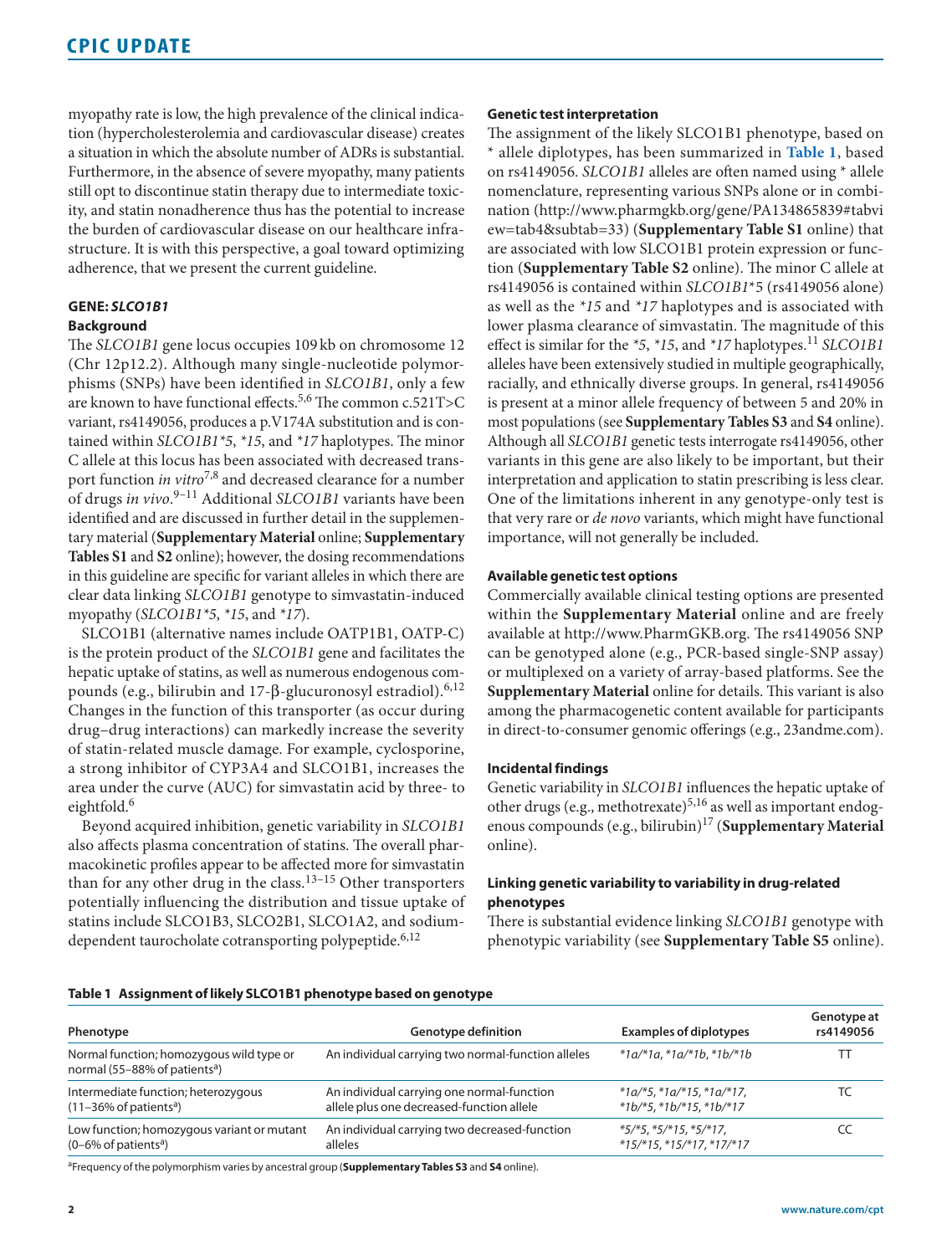myopathy rate is low, the high prevalence of the clinical indication (hypercholesterolemia and cardiovascular disease) creates a situation in which the absolute number of ADRs is substantial. Furthermore, in the absence of severe myopathy, many patients still opt to discontinue statin therapy due to intermediate toxicity, and statin nonadherence thus has the potential to increase the burden of cardiovascular disease on our healthcare infrastructure. It is with this perspective, a goal toward optimizing adherence, that we present the current guideline.

## GENE: *SLCO1B1*

### Background

The *SLCO1B1* gene locus occupies 109 kb on chromosome 12 (Chr 12p12.2). Although many single-nucleotide polymorphisms (SNPs) have been identified in *SLCO1B1*, only a few are known to have functional effects.[5,6] The common c.521T>C variant, rs4149056, produces a p.V174A substitution and is contained within *SLCO1B1\*5*, *\*15*, and *\*17* haplotypes. The minor C allele at this locus has been associated with decreased transport function *in vitro*[7,8] and decreased clearance for a number of drugs *in vivo*.[9–11] Additional *SLCO1B1* variants have been identified and are discussed in further detail in the supplementary material (**Supplementary Material** online; **Supplementary Tables S1** and **S2** online); however, the dosing recommendations in this guideline are specific for variant alleles in which there are clear data linking *SLCO1B1* genotype to simvastatin-induced myopathy (*SLCO1B1\*5*, *\*15*, and *\*17*).

SLCO1B1 (alternative names include OATP1B1, OATP-C) is the protein product of the *SLCO1B1* gene and facilitates the hepatic uptake of statins, as well as numerous endogenous compounds (e.g., bilirubin and 17-β-glucuronosyl estradiol).[6,12] Changes in the function of this transporter (as occur during drug–drug interactions) can markedly increase the severity of statin-related muscle damage. For example, cyclosporine, a strong inhibitor of CYP3A4 and SLCO1B1, increases the area under the curve (AUC) for simvastatin acid by three- to eightfold.[6]

Beyond acquired inhibition, genetic variability in *SLCO1B1* also affects plasma concentration of statins. The overall pharmacokinetic profiles appear to be affected more for simvastatin than for any other drug in the class.[13–15] Other transporters potentially influencing the distribution and tissue uptake of statins include SLCO1B3, SLCO2B1, SLCO1A2, and sodium-dependent taurocholate cotransporting polypeptide.[6,12]

### Genetic test interpretation

The assignment of the likely SLCO1B1 phenotype, based on * allele diplotypes, has been summarized in **Table 1**, based on rs4149056. *SLCO1B1* alleles are often named using * allele nomenclature, representing various SNPs alone or in combination (http://www.pharmgkb.org/gene/PA134865839#tabview=tab4&subtab=33) (**Supplementary Table S1** online) that are associated with low SLCO1B1 protein expression or function (**Supplementary Table S2** online). The minor C allele at rs4149056 is contained within *SLCO1B1*\*5 (rs4149056 alone) as well as the *\*15* and *\*17* haplotypes and is associated with lower plasma clearance of simvastatin. The magnitude of this effect is similar for the *\*5*, *\*15*, and *\*17* haplotypes.[11] *SLCO1B1* alleles have been extensively studied in multiple geographically, racially, and ethnically diverse groups. In general, rs4149056 is present at a minor allele frequency of between 5 and 20% in most populations (see **Supplementary Tables S3** and **S4** online). Although all *SLCO1B1* genetic tests interrogate rs4149056, other variants in this gene are also likely to be important, but their interpretation and application to statin prescribing is less clear. One of the limitations inherent in any genotype-only test is that very rare or *de novo* variants, which might have functional importance, will not generally be included.

### Available genetic test options

Commercially available clinical testing options are presented within the **Supplementary Material** online and are freely available at http://www.PharmGKB.org. The rs4149056 SNP can be genotyped alone (e.g., PCR-based single-SNP assay) or multiplexed on a variety of array-based platforms. See the **Supplementary Material** online for details. This variant is also among the pharmacogenetic content available for participants in direct-to-consumer genomic offerings (e.g., 23andme.com).

### Incidental findings

Genetic variability in *SLCO1B1* influences the hepatic uptake of other drugs (e.g., methotrexate)[5,16] as well as important endogenous compounds (e.g., bilirubin)[17] (**Supplementary Material** online).

### Linking genetic variability to variability in drug-related phenotypes

There is substantial evidence linking *SLCO1B1* genotype with phenotypic variability (see **Supplementary Table S5** online).

**Table 1 Assignment of likely SLCO1B1 phenotype based on genotype**

| Phenotype | Genotype definition | Examples of diplotypes | Genotype at rs4149056 |
|---|---|---|---|
| Normal function; homozygous wild type or normal (55–88% of patients[a]) | An individual carrying two normal-function alleles | *\*1a/\*1a*, *\*1a/\*1b*, *\*1b/\*1b* | TT |
| Intermediate function; heterozygous (11–36% of patients[a]) | An individual carrying one normal-function allele plus one decreased-function allele | *\*1a/\*5*, *\*1a/\*15*, *\*1a/\*17*, *\*1b/\*5*, *\*1b/\*15*, *\*1b/\*17* | TC |
| Low function; homozygous variant or mutant (0–6% of patients[a]) | An individual carrying two decreased-function alleles | *\*5/\*5*, *\*5/\*15*, *\*5/\*17*, *\*15/\*15*, *\*15/\*17*, *\*17/\*17* | CC |

[a]Frequency of the polymorphism varies by ancestral group (**Supplementary Tables S3** and **S4** online).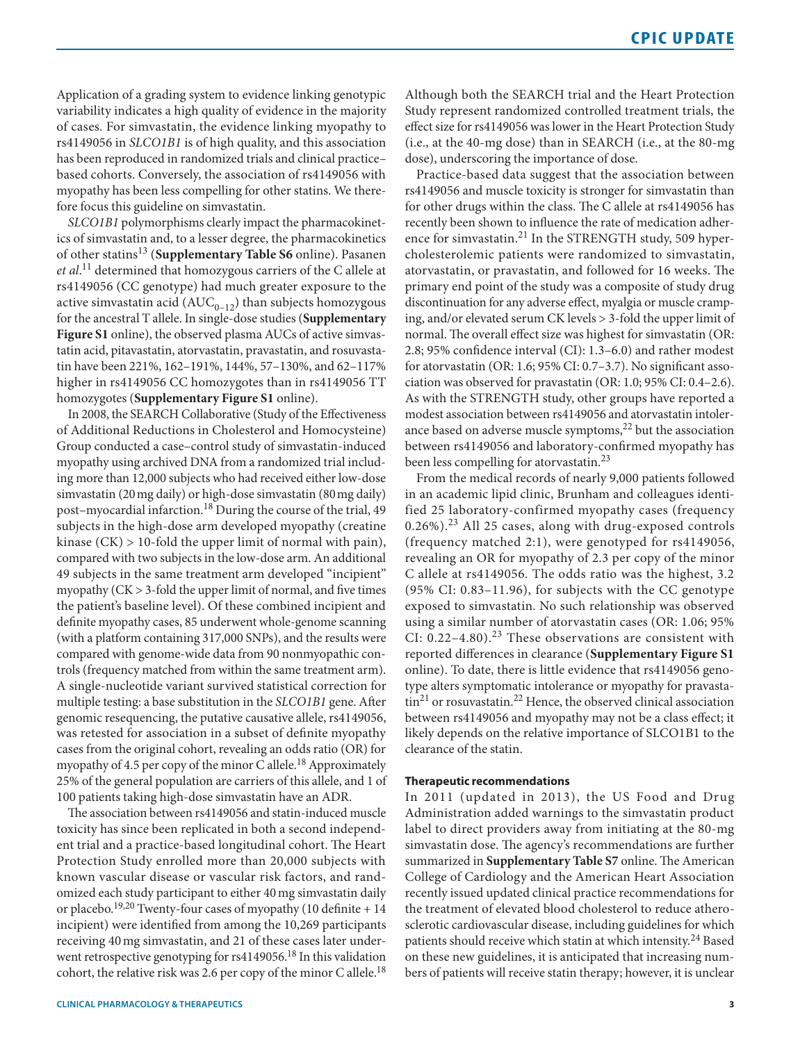Application of a grading system to evidence linking genotypic variability indicates a high quality of evidence in the majority of cases. For simvastatin, the evidence linking myopathy to rs4149056 in *SLCO1B1* is of high quality, and this association has been reproduced in randomized trials and clinical practice–based cohorts. Conversely, the association of rs4149056 with myopathy has been less compelling for other statins. We therefore focus this guideline on simvastatin.

*SLCO1B1* polymorphisms clearly impact the pharmacokinetics of simvastatin and, to a lesser degree, the pharmacokinetics of other statins[13] (**Supplementary Table S6** online). Pasanen *et al.*[11] determined that homozygous carriers of the C allele at rs4149056 (CC genotype) had much greater exposure to the active simvastatin acid ($AUC_{0-12}$) than subjects homozygous for the ancestral T allele. In single-dose studies (**Supplementary Figure S1** online), the observed plasma AUCs of active simvastatin acid, pitavastatin, atorvastatin, pravastatin, and rosuvastatin have been 221%, 162–191%, 144%, 57–130%, and 62–117% higher in rs4149056 CC homozygotes than in rs4149056 TT homozygotes (**Supplementary Figure S1** online).

In 2008, the SEARCH Collaborative (Study of the Effectiveness of Additional Reductions in Cholesterol and Homocysteine) Group conducted a case–control study of simvastatin-induced myopathy using archived DNA from a randomized trial including more than 12,000 subjects who had received either low-dose simvastatin (20 mg daily) or high-dose simvastatin (80 mg daily) post–myocardial infarction.[18] During the course of the trial, 49 subjects in the high-dose arm developed myopathy (creatine kinase (CK) > 10-fold the upper limit of normal with pain), compared with two subjects in the low-dose arm. An additional 49 subjects in the same treatment arm developed "incipient" myopathy (CK > 3-fold the upper limit of normal, and five times the patient's baseline level). Of these combined incipient and definite myopathy cases, 85 underwent whole-genome scanning (with a platform containing 317,000 SNPs), and the results were compared with genome-wide data from 90 nonmyopathic controls (frequency matched from within the same treatment arm). A single-nucleotide variant survived statistical correction for multiple testing: a base substitution in the *SLCO1B1* gene. After genomic resequencing, the putative causative allele, rs4149056, was retested for association in a subset of definite myopathy cases from the original cohort, revealing an odds ratio (OR) for myopathy of 4.5 per copy of the minor C allele.[18] Approximately 25% of the general population are carriers of this allele, and 1 of 100 patients taking high-dose simvastatin have an ADR.

The association between rs4149056 and statin-induced muscle toxicity has since been replicated in both a second independent trial and a practice-based longitudinal cohort. The Heart Protection Study enrolled more than 20,000 subjects with known vascular disease or vascular risk factors, and randomized each study participant to either 40 mg simvastatin daily or placebo.[19,20] Twenty-four cases of myopathy (10 definite + 14 incipient) were identified from among the 10,269 participants receiving 40 mg simvastatin, and 21 of these cases later underwent retrospective genotyping for rs4149056.[18] In this validation cohort, the relative risk was 2.6 per copy of the minor C allele.[18] Although both the SEARCH trial and the Heart Protection Study represent randomized controlled treatment trials, the effect size for rs4149056 was lower in the Heart Protection Study (i.e., at the 40-mg dose) than in SEARCH (i.e., at the 80-mg dose), underscoring the importance of dose.

Practice-based data suggest that the association between rs4149056 and muscle toxicity is stronger for simvastatin than for other drugs within the class. The C allele at rs4149056 has recently been shown to influence the rate of medication adherence for simvastatin.[21] In the STRENGTH study, 509 hypercholesterolemic patients were randomized to simvastatin, atorvastatin, or pravastatin, and followed for 16 weeks. The primary end point of the study was a composite of study drug discontinuation for any adverse effect, myalgia or muscle cramping, and/or elevated serum CK levels > 3-fold the upper limit of normal. The overall effect size was highest for simvastatin (OR: 2.8; 95% confidence interval (CI): 1.3–6.0) and rather modest for atorvastatin (OR: 1.6; 95% CI: 0.7–3.7). No significant association was observed for pravastatin (OR: 1.0; 95% CI: 0.4–2.6). As with the STRENGTH study, other groups have reported a modest association between rs4149056 and atorvastatin intolerance based on adverse muscle symptoms,[22] but the association between rs4149056 and laboratory-confirmed myopathy has been less compelling for atorvastatin.[23]

From the medical records of nearly 9,000 patients followed in an academic lipid clinic, Brunham and colleagues identified 25 laboratory-confirmed myopathy cases (frequency 0.26%).[23] All 25 cases, along with drug-exposed controls (frequency matched 2:1), were genotyped for rs4149056, revealing an OR for myopathy of 2.3 per copy of the minor C allele at rs4149056. The odds ratio was the highest, 3.2 (95% CI: 0.83–11.96), for subjects with the CC genotype exposed to simvastatin. No such relationship was observed using a similar number of atorvastatin cases (OR: 1.06; 95% CI: 0.22–4.80).[23] These observations are consistent with reported differences in clearance (**Supplementary Figure S1** online). To date, there is little evidence that rs4149056 genotype alters symptomatic intolerance or myopathy for pravastatin[21] or rosuvastatin.[22] Hence, the observed clinical association between rs4149056 and myopathy may not be a class effect; it likely depends on the relative importance of SLCO1B1 to the clearance of the statin.

#### Therapeutic recommendations

In 2011 (updated in 2013), the US Food and Drug Administration added warnings to the simvastatin product label to direct providers away from initiating at the 80-mg simvastatin dose. The agency's recommendations are further summarized in **Supplementary Table S7** online. The American College of Cardiology and the American Heart Association recently issued updated clinical practice recommendations for the treatment of elevated blood cholesterol to reduce atherosclerotic cardiovascular disease, including guidelines for which patients should receive which statin at which intensity.[24] Based on these new guidelines, it is anticipated that increasing numbers of patients will receive statin therapy; however, it is unclear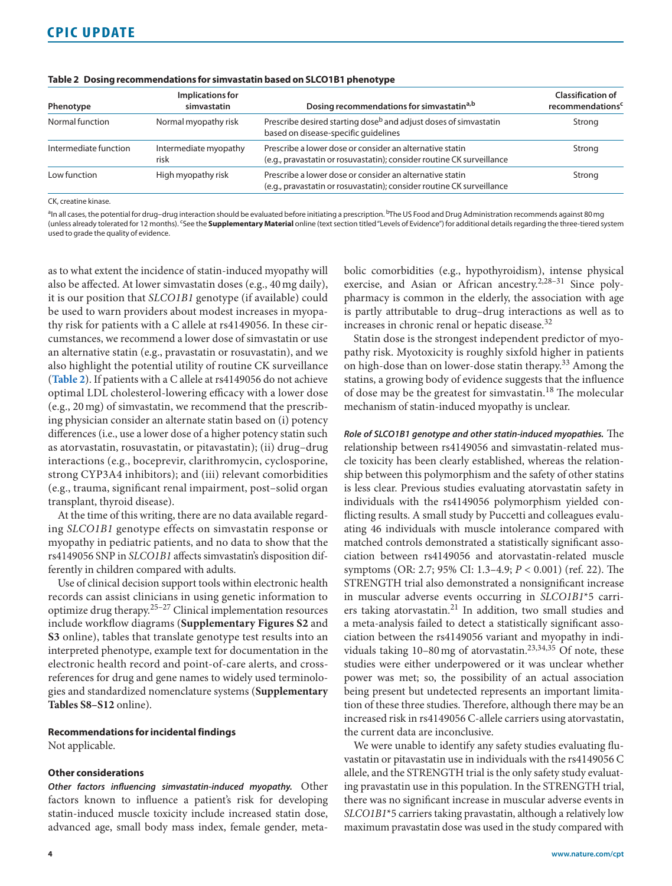**Table 2 Dosing recommendations for simvastatin based on SLCO1B1 phenotype**

| Phenotype | Implications for simvastatin | Dosing recommendations for simvastatin[a,b] | Classification of recommendations[c] |
|---|---|---|---|
| Normal function | Normal myopathy risk | Prescribe desired starting dose[b] and adjust doses of simvastatin based on disease-specific guidelines | Strong |
| Intermediate function | Intermediate myopathy risk | Prescribe a lower dose or consider an alternative statin (e.g., pravastatin or rosuvastatin); consider routine CK surveillance | Strong |
| Low function | High myopathy risk | Prescribe a lower dose or consider an alternative statin (e.g., pravastatin or rosuvastatin); consider routine CK surveillance | Strong |

CK, creatine kinase.

[a]In all cases, the potential for drug–drug interaction should be evaluated before initiating a prescription. [b]The US Food and Drug Administration recommends against 80 mg (unless already tolerated for 12 months). [c]See the **Supplementary Material** online (text section titled "Levels of Evidence") for additional details regarding the three-tiered system used to grade the quality of evidence.

as to what extent the incidence of statin-induced myopathy will also be affected. At lower simvastatin doses (e.g., 40 mg daily), it is our position that *SLCO1B1* genotype (if available) could be used to warn providers about modest increases in myopathy risk for patients with a C allele at rs4149056. In these circumstances, we recommend a lower dose of simvastatin or use an alternative statin (e.g., pravastatin or rosuvastatin), and we also highlight the potential utility of routine CK surveillance (**Table 2**). If patients with a C allele at rs4149056 do not achieve optimal LDL cholesterol-lowering efficacy with a lower dose (e.g., 20 mg) of simvastatin, we recommend that the prescribing physician consider an alternate statin based on (i) potency differences (i.e., use a lower dose of a higher potency statin such as atorvastatin, rosuvastatin, or pitavastatin); (ii) drug–drug interactions (e.g., boceprevir, clarithromycin, cyclosporine, strong CYP3A4 inhibitors); and (iii) relevant comorbidities (e.g., trauma, significant renal impairment, post–solid organ transplant, thyroid disease).

At the time of this writing, there are no data available regarding *SLCO1B1* genotype effects on simvastatin response or myopathy in pediatric patients, and no data to show that the rs4149056 SNP in *SLCO1B1* affects simvastatin's disposition differently in children compared with adults.

Use of clinical decision support tools within electronic health records can assist clinicians in using genetic information to optimize drug therapy.[25–27] Clinical implementation resources include workflow diagrams (**Supplementary Figures S2** and **S3** online), tables that translate genotype test results into an interpreted phenotype, example text for documentation in the electronic health record and point-of-care alerts, and cross-references for drug and gene names to widely used terminologies and standardized nomenclature systems (**Supplementary Tables S8–S12** online).

**Recommendations for incidental findings**

Not applicable.

**Other considerations**

***Other factors influencing simvastatin-induced myopathy.*** Other factors known to influence a patient's risk for developing statin-induced muscle toxicity include increased statin dose, advanced age, small body mass index, female gender, metabolic comorbidities (e.g., hypothyroidism), intense physical exercise, and Asian or African ancestry.[2,28–31] Since polypharmacy is common in the elderly, the association with age is partly attributable to drug–drug interactions as well as to increases in chronic renal or hepatic disease.[32]

Statin dose is the strongest independent predictor of myopathy risk. Myotoxicity is roughly sixfold higher in patients on high-dose than on lower-dose statin therapy.[33] Among the statins, a growing body of evidence suggests that the influence of dose may be the greatest for simvastatin.[18] The molecular mechanism of statin-induced myopathy is unclear.

***Role of SLCO1B1 genotype and other statin-induced myopathies.*** The relationship between rs4149056 and simvastatin-related muscle toxicity has been clearly established, whereas the relationship between this polymorphism and the safety of other statins is less clear. Previous studies evaluating atorvastatin safety in individuals with the rs4149056 polymorphism yielded conflicting results. A small study by Puccetti and colleagues evaluating 46 individuals with muscle intolerance compared with matched controls demonstrated a statistically significant association between rs4149056 and atorvastatin-related muscle symptoms (OR: 2.7; 95% CI: 1.3–4.9; $P < 0.001$) (ref. 22). The STRENGTH trial also demonstrated a nonsignificant increase in muscular adverse events occurring in *SLCO1B1*\*5 carriers taking atorvastatin.[21] In addition, two small studies and a meta-analysis failed to detect a statistically significant association between the rs4149056 variant and myopathy in individuals taking 10–80 mg of atorvastatin.[23,34,35] Of note, these studies were either underpowered or it was unclear whether power was met; so, the possibility of an actual association being present but undetected represents an important limitation of these three studies. Therefore, although there may be an increased risk in rs4149056 C-allele carriers using atorvastatin, the current data are inconclusive.

We were unable to identify any safety studies evaluating fluvastatin or pitavastatin use in individuals with the rs4149056 C allele, and the STRENGTH trial is the only safety study evaluating pravastatin use in this population. In the STRENGTH trial, there was no significant increase in muscular adverse events in *SLCO1B1*\*5 carriers taking pravastatin, although a relatively low maximum pravastatin dose was used in the study compared with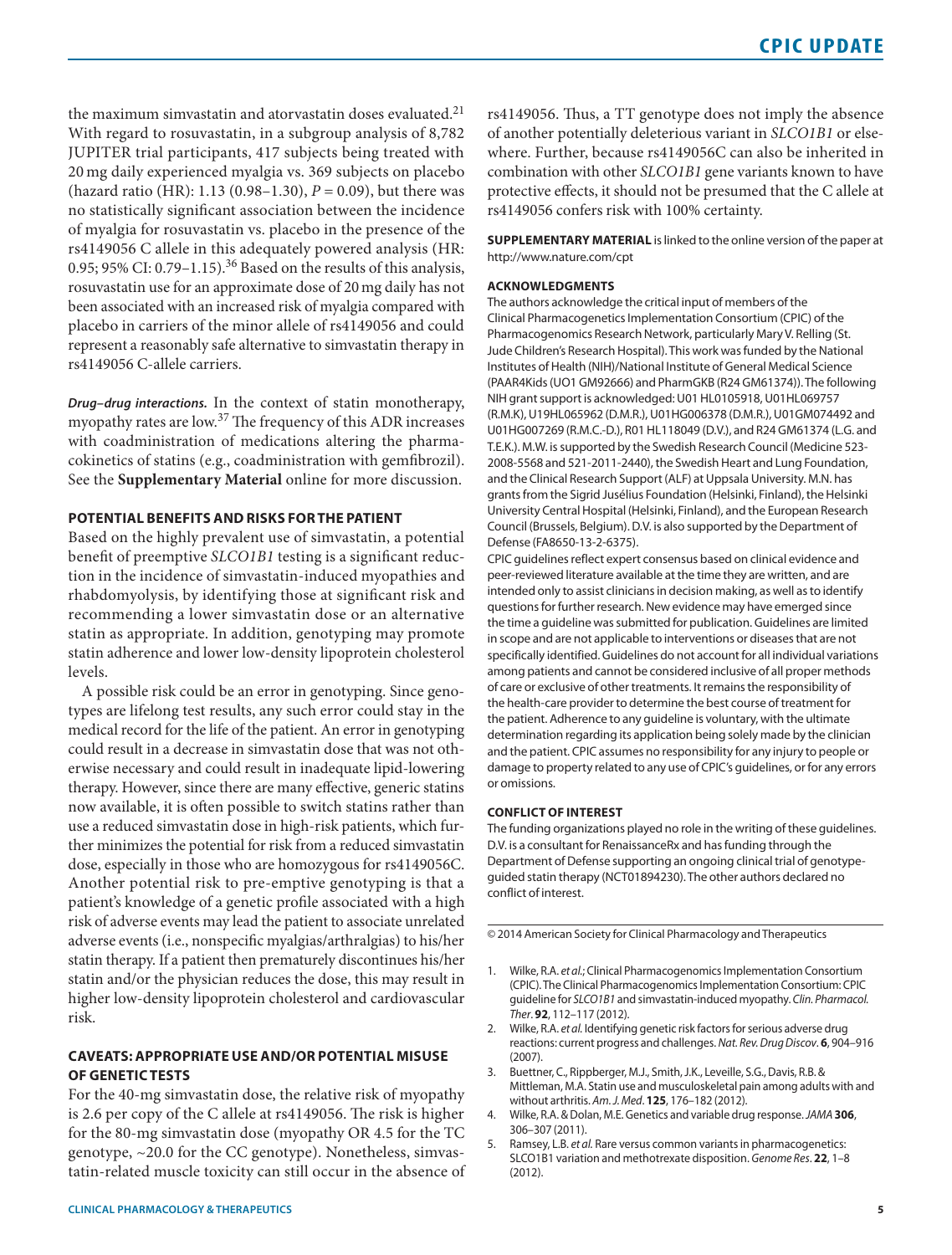the maximum simvastatin and atorvastatin doses evaluated.[21] With regard to rosuvastatin, in a subgroup analysis of 8,782 JUPITER trial participants, 417 subjects being treated with 20 mg daily experienced myalgia vs. 369 subjects on placebo (hazard ratio (HR): 1.13 (0.98–1.30), $P = 0.09$), but there was no statistically significant association between the incidence of myalgia for rosuvastatin vs. placebo in the presence of the rs4149056 C allele in this adequately powered analysis (HR: 0.95; 95% CI: 0.79–1.15).[36] Based on the results of this analysis, rosuvastatin use for an approximate dose of 20 mg daily has not been associated with an increased risk of myalgia compared with placebo in carriers of the minor allele of rs4149056 and could represent a reasonably safe alternative to simvastatin therapy in rs4149056 C-allele carriers.

***Drug–drug interactions.*** In the context of statin monotherapy, myopathy rates are low.[37] The frequency of this ADR increases with coadministration of medications altering the pharmacokinetics of statins (e.g., coadministration with gemfibrozil). See the **Supplementary Material** online for more discussion.

## POTENTIAL BENEFITS AND RISKS FOR THE PATIENT

Based on the highly prevalent use of simvastatin, a potential benefit of preemptive *SLCO1B1* testing is a significant reduction in the incidence of simvastatin-induced myopathies and rhabdomyolysis, by identifying those at significant risk and recommending a lower simvastatin dose or an alternative statin as appropriate. In addition, genotyping may promote statin adherence and lower low-density lipoprotein cholesterol levels.

A possible risk could be an error in genotyping. Since genotypes are lifelong test results, any such error could stay in the medical record for the life of the patient. An error in genotyping could result in a decrease in simvastatin dose that was not otherwise necessary and could result in inadequate lipid-lowering therapy. However, since there are many effective, generic statins now available, it is often possible to switch statins rather than use a reduced simvastatin dose in high-risk patients, which further minimizes the potential for risk from a reduced simvastatin dose, especially in those who are homozygous for rs4149056C. Another potential risk to pre-emptive genotyping is that a patient's knowledge of a genetic profile associated with a high risk of adverse events may lead the patient to associate unrelated adverse events (i.e., nonspecific myalgias/arthralgias) to his/her statin therapy. If a patient then prematurely discontinues his/her statin and/or the physician reduces the dose, this may result in higher low-density lipoprotein cholesterol and cardiovascular risk.

## CAVEATS: APPROPRIATE USE AND/OR POTENTIAL MISUSE OF GENETIC TESTS

For the 40-mg simvastatin dose, the relative risk of myopathy is 2.6 per copy of the C allele at rs4149056. The risk is higher for the 80-mg simvastatin dose (myopathy OR 4.5 for the TC genotype, ~20.0 for the CC genotype). Nonetheless, simvastatin-related muscle toxicity can still occur in the absence of rs4149056. Thus, a TT genotype does not imply the absence of another potentially deleterious variant in *SLCO1B1* or elsewhere. Further, because rs4149056C can also be inherited in combination with other *SLCO1B1* gene variants known to have protective effects, it should not be presumed that the C allele at rs4149056 confers risk with 100% certainty.

**SUPPLEMENTARY MATERIAL** is linked to the online version of the paper at http://www.nature.com/cpt

## ACKNOWLEDGMENTS

The authors acknowledge the critical input of members of the Clinical Pharmacogenetics Implementation Consortium (CPIC) of the Pharmacogenomics Research Network, particularly Mary V. Relling (St. Jude Children's Research Hospital). This work was funded by the National Institutes of Health (NIH)/National Institute of General Medical Science (PAAR4Kids (UO1 GM92666) and PharmGKB (R24 GM61374)). The following NIH grant support is acknowledged: U01 HL0105918, U01HL069757 (R.M.K), U19HL065962 (D.M.R.), U01HG006378 (D.M.R.), U01GM074492 and U01HG007269 (R.M.C.-D.), R01 HL118049 (D.V.), and R24 GM61374 (L.G. and T.E.K.). M.W. is supported by the Swedish Research Council (Medicine 523-2008-5568 and 521-2011-2440), the Swedish Heart and Lung Foundation, and the Clinical Research Support (ALF) at Uppsala University. M.N. has grants from the Sigrid Jusélius Foundation (Helsinki, Finland), the Helsinki University Central Hospital (Helsinki, Finland), and the European Research Council (Brussels, Belgium). D.V. is also supported by the Department of Defense (FA8650-13-2-6375).

CPIC guidelines reflect expert consensus based on clinical evidence and peer-reviewed literature available at the time they are written, and are intended only to assist clinicians in decision making, as well as to identify questions for further research. New evidence may have emerged since the time a guideline was submitted for publication. Guidelines are limited in scope and are not applicable to interventions or diseases that are not specifically identified. Guidelines do not account for all individual variations among patients and cannot be considered inclusive of all proper methods of care or exclusive of other treatments. It remains the responsibility of the health-care provider to determine the best course of treatment for the patient. Adherence to any guideline is voluntary, with the ultimate determination regarding its application being solely made by the clinician and the patient. CPIC assumes no responsibility for any injury to people or damage to property related to any use of CPIC's guidelines, or for any errors or omissions.

## CONFLICT OF INTEREST

The funding organizations played no role in the writing of these guidelines. D.V. is a consultant for RenaissanceRx and has funding through the Department of Defense supporting an ongoing clinical trial of genotype-guided statin therapy (NCT01894230). The other authors declared no conflict of interest.

© 2014 American Society for Clinical Pharmacology and Therapeutics

1. Wilke, R.A. *et al.*; Clinical Pharmacogenomics Implementation Consortium (CPIC). The Clinical Pharmacogenomics Implementation Consortium: CPIC guideline for *SLCO1B1* and simvastatin-induced myopathy. *Clin. Pharmacol. Ther*. **92**, 112–117 (2012).
2. Wilke, R.A. *et al.* Identifying genetic risk factors for serious adverse drug reactions: current progress and challenges. *Nat. Rev. Drug Discov*. **6**, 904–916 (2007).
3. Buettner, C., Rippberger, M.J., Smith, J.K., Leveille, S.G., Davis, R.B. & Mittleman, M.A. Statin use and musculoskeletal pain among adults with and without arthritis. *Am. J. Med*. **125**, 176–182 (2012).
4. Wilke, R.A. & Dolan, M.E. Genetics and variable drug response. *JAMA* **306**, 306–307 (2011).
5. Ramsey, L.B. *et al.* Rare versus common variants in pharmacogenetics: SLCO1B1 variation and methotrexate disposition. *Genome Res*. **22**, 1–8 (2012).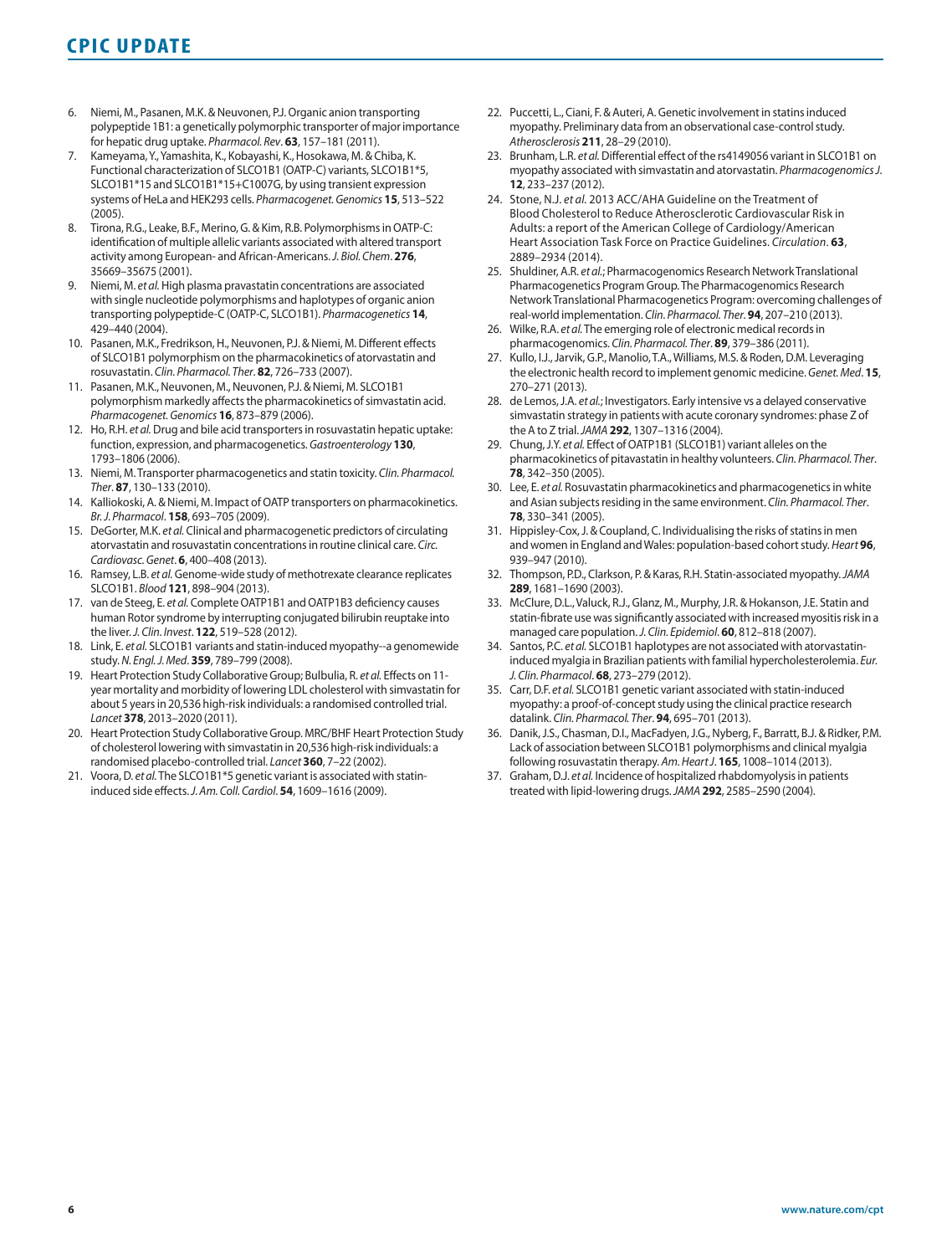6. Niemi, M., Pasanen, M.K. & Neuvonen, P.J. Organic anion transporting polypeptide 1B1: a genetically polymorphic transporter of major importance for hepatic drug uptake. *Pharmacol. Rev*. **63**, 157–181 (2011).
7. Kameyama, Y., Yamashita, K., Kobayashi, K., Hosokawa, M. & Chiba, K. Functional characterization of SLCO1B1 (OATP-C) variants, SLCO1B1*5, SLCO1B1*15 and SLCO1B1*15+C1007G, by using transient expression systems of HeLa and HEK293 cells. *Pharmacogenet. Genomics* **15**, 513–522 (2005).
8. Tirona, R.G., Leake, B.F., Merino, G. & Kim, R.B. Polymorphisms in OATP-C: identification of multiple allelic variants associated with altered transport activity among European- and African-Americans. *J. Biol. Chem*. **276**, 35669–35675 (2001).
9. Niemi, M. *et al.* High plasma pravastatin concentrations are associated with single nucleotide polymorphisms and haplotypes of organic anion transporting polypeptide-C (OATP-C, SLCO1B1). *Pharmacogenetics* **14**, 429–440 (2004).
10. Pasanen, M.K., Fredrikson, H., Neuvonen, P.J. & Niemi, M. Different effects of SLCO1B1 polymorphism on the pharmacokinetics of atorvastatin and rosuvastatin. *Clin. Pharmacol. Ther*. **82**, 726–733 (2007).
11. Pasanen, M.K., Neuvonen, M., Neuvonen, P.J. & Niemi, M. SLCO1B1 polymorphism markedly affects the pharmacokinetics of simvastatin acid. *Pharmacogenet. Genomics* **16**, 873–879 (2006).
12. Ho, R.H. *et al.* Drug and bile acid transporters in rosuvastatin hepatic uptake: function, expression, and pharmacogenetics. *Gastroenterology* **130**, 1793–1806 (2006).
13. Niemi, M. Transporter pharmacogenetics and statin toxicity. *Clin. Pharmacol. Ther*. **87**, 130–133 (2010).
14. Kalliokoski, A. & Niemi, M. Impact of OATP transporters on pharmacokinetics. *Br. J. Pharmacol*. **158**, 693–705 (2009).
15. DeGorter, M.K. *et al.* Clinical and pharmacogenetic predictors of circulating atorvastatin and rosuvastatin concentrations in routine clinical care. *Circ. Cardiovasc. Genet*. **6**, 400–408 (2013).
16. Ramsey, L.B. *et al.* Genome-wide study of methotrexate clearance replicates SLCO1B1. *Blood* **121**, 898–904 (2013).
17. van de Steeg, E. *et al.* Complete OATP1B1 and OATP1B3 deficiency causes human Rotor syndrome by interrupting conjugated bilirubin reuptake into the liver. *J. Clin. Invest*. **122**, 519–528 (2012).
18. Link, E. *et al.* SLCO1B1 variants and statin-induced myopathy--a genomewide study. *N. Engl. J. Med*. **359**, 789–799 (2008).
19. Heart Protection Study Collaborative Group; Bulbulia, R. *et al.* Effects on 11-year mortality and morbidity of lowering LDL cholesterol with simvastatin for about 5 years in 20,536 high-risk individuals: a randomised controlled trial. *Lancet* **378**, 2013–2020 (2011).
20. Heart Protection Study Collaborative Group. MRC/BHF Heart Protection Study of cholesterol lowering with simvastatin in 20,536 high-risk individuals: a randomised placebo-controlled trial. *Lancet* **360**, 7–22 (2002).
21. Voora, D. *et al.* The SLCO1B1*5 genetic variant is associated with statin-induced side effects. *J. Am. Coll. Cardiol*. **54**, 1609–1616 (2009).
22. Puccetti, L., Ciani, F. & Auteri, A. Genetic involvement in statins induced myopathy. Preliminary data from an observational case-control study. *Atherosclerosis* **211**, 28–29 (2010).
23. Brunham, L.R. *et al.* Differential effect of the rs4149056 variant in SLCO1B1 on myopathy associated with simvastatin and atorvastatin. *Pharmacogenomics J*. **12**, 233–237 (2012).
24. Stone, N.J. *et al.* 2013 ACC/AHA Guideline on the Treatment of Blood Cholesterol to Reduce Atherosclerotic Cardiovascular Risk in Adults: a report of the American College of Cardiology/American Heart Association Task Force on Practice Guidelines. *Circulation*. **63**, 2889–2934 (2014).
25. Shuldiner, A.R. *et al.*; Pharmacogenomics Research Network Translational Pharmacogenetics Program Group. The Pharmacogenomics Research Network Translational Pharmacogenetics Program: overcoming challenges of real-world implementation. *Clin. Pharmacol. Ther*. **94**, 207–210 (2013).
26. Wilke, R.A. *et al.* The emerging role of electronic medical records in pharmacogenomics. *Clin. Pharmacol. Ther*. **89**, 379–386 (2011).
27. Kullo, I.J., Jarvik, G.P., Manolio, T.A., Williams, M.S. & Roden, D.M. Leveraging the electronic health record to implement genomic medicine. *Genet. Med*. **15**, 270–271 (2013).
28. de Lemos, J.A. *et al.*; Investigators. Early intensive vs a delayed conservative simvastatin strategy in patients with acute coronary syndromes: phase Z of the A to Z trial. *JAMA* **292**, 1307–1316 (2004).
29. Chung, J.Y. *et al.* Effect of OATP1B1 (SLCO1B1) variant alleles on the pharmacokinetics of pitavastatin in healthy volunteers. *Clin. Pharmacol. Ther*. **78**, 342–350 (2005).
30. Lee, E. *et al.* Rosuvastatin pharmacokinetics and pharmacogenetics in white and Asian subjects residing in the same environment. *Clin. Pharmacol. Ther*. **78**, 330–341 (2005).
31. Hippisley-Cox, J. & Coupland, C. Individualising the risks of statins in men and women in England and Wales: population-based cohort study. *Heart* **96**, 939–947 (2010).
32. Thompson, P.D., Clarkson, P. & Karas, R.H. Statin-associated myopathy. *JAMA* **289**, 1681–1690 (2003).
33. McClure, D.L., Valuck, R.J., Glanz, M., Murphy, J.R. & Hokanson, J.E. Statin and statin-fibrate use was significantly associated with increased myositis risk in a managed care population. *J. Clin. Epidemiol*. **60**, 812–818 (2007).
34. Santos, P.C. *et al.* SLCO1B1 haplotypes are not associated with atorvastatin-induced myalgia in Brazilian patients with familial hypercholesterolemia. *Eur. J. Clin. Pharmacol*. **68**, 273–279 (2012).
35. Carr, D.F. *et al.* SLCO1B1 genetic variant associated with statin-induced myopathy: a proof-of-concept study using the clinical practice research datalink. *Clin. Pharmacol. Ther*. **94**, 695–701 (2013).
36. Danik, J.S., Chasman, D.I., MacFadyen, J.G., Nyberg, F., Barratt, B.J. & Ridker, P.M. Lack of association between SLCO1B1 polymorphisms and clinical myalgia following rosuvastatin therapy. *Am. Heart J*. **165**, 1008–1014 (2013).
37. Graham, D.J. *et al.* Incidence of hospitalized rhabdomyolysis in patients treated with lipid-lowering drugs. *JAMA* **292**, 2585–2590 (2004).